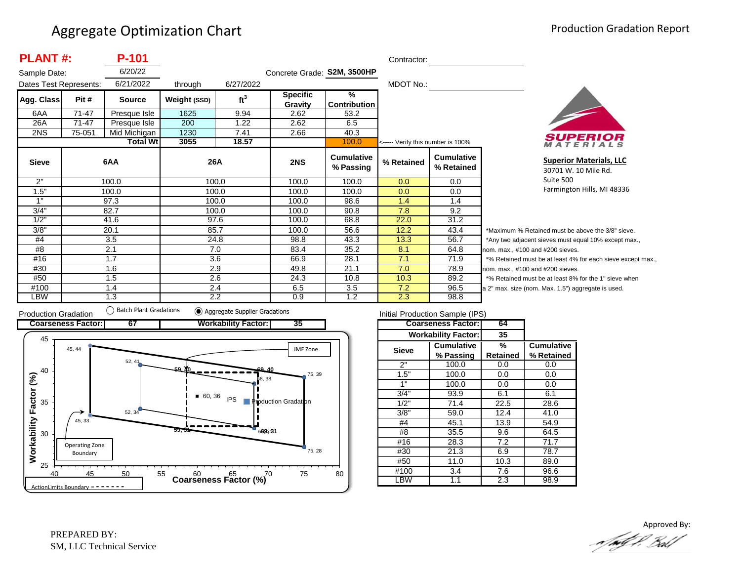# Aggregate Optimization Chart

Production Gradation Report

**PLANT #: P-101**

Sample Date: 6/20/22

Dates Test Represents: 6/21/2022 through 6/27/2022

Concrete Grade: **S2M, 3500HP**

Contractor:

MDOT No.:

| Agg. Class | Pit # | Source | Weight (SSD) | $ft^3$ | Specific Gravity | % Contribution |
|---|---|---|---|---|---|---|
| 6AA | 71-47 | Presque Isle | 1625 | 9.94 | 2.62 | 53.2 |
| 26A | 71-47 | Presque Isle | 200 | 1.22 | 2.62 | 6.5 |
| 2NS | 75-051 | Mid Michigan | 1230 | 7.41 | 2.66 | 40.3 |
| | | **Total Wt** | 3055 | 18.57 | | 100.0 |

<----- Verify this number is 100%

| Sieve | 6AA | 26A | 2NS | Cumulative % Passing | % Retained | Cumulative % Retained |
|---|---|---|---|---|---|---|
| 2" | 100.0 | 100.0 | 100.0 | 100.0 | 0.0 | 0.0 |
| 1.5" | 100.0 | 100.0 | 100.0 | 100.0 | 0.0 | 0.0 |
| 1" | 97.3 | 100.0 | 100.0 | 98.6 | 1.4 | 1.4 |
| 3/4" | 82.7 | 100.0 | 100.0 | 90.8 | 7.8 | 9.2 |
| 1/2" | 41.6 | 97.6 | 100.0 | 68.8 | 22.0 | 31.2 |
| 3/8" | 20.1 | 85.7 | 100.0 | 56.6 | 12.2 | 43.4 |
| #4 | 3.5 | 24.8 | 98.8 | 43.3 | 13.3 | 56.7 |
| #8 | 2.1 | 7.0 | 83.4 | 35.2 | 8.1 | 64.8 |
| #16 | 1.7 | 3.6 | 66.9 | 28.1 | 7.1 | 71.9 |
| #30 | 1.6 | 2.9 | 49.8 | 21.1 | 7.0 | 78.9 |
| #50 | 1.5 | 2.6 | 24.3 | 10.8 | 10.3 | 89.2 |
| #100 | 1.4 | 2.4 | 6.5 | 3.5 | 7.2 | 96.5 |
| LBW | 1.3 | 2.2 | 0.9 | 1.2 | 2.3 | 98.8 |

*Maximum % Retained must be above the 3/8" sieve.
*Any two adjacent sieves must equal 10% except max., nom. max., #100 and #200 sieves.
*% Retained must be at least 4% for each sieve except max., nom. max., #100 and #200 sieves.
*% Retained must be at least 8% for the 1" sieve when a 2" max. size (nom. Max. 1.5") aggregate is used.

**Superior Materials, LLC**
30701 W. 10 Mile Rd.
Suite 500
Farmington Hills, MI 48336

Production Gradation ◯ Batch Plant Gradations ◉ Aggregate Supplier Gradations

| Coarseness Factor: | 67 | Workability Factor: | 35 |
|---|---|---|---|

Chart: Workability Factor (%) vs. Coarseness Factor (%) — Operating Zone Boundary points: 45, 44; 52, 41; 75, 39; 75, 28; 52, 34; 45, 33. JMF Zone / Action Limits: 59, 40; 69, 40; 68, 38; 69, 31; 59, 31. IPS: 60, 36. Production Gradation. ActionLimits Boundary = - - - - - -

Initial Production Sample (IPS)

| Coarseness Factor: | 64 |
|---|---|
| Workability Factor: | 35 |

| Sieve | Cumulative % Passing | % Retained | Cumulative % Retained |
|---|---|---|---|
| 2" | 100.0 | 0.0 | 0.0 |
| 1.5" | 100.0 | 0.0 | 0.0 |
| 1" | 100.0 | 0.0 | 0.0 |
| 3/4" | 93.9 | 6.1 | 6.1 |
| 1/2" | 71.4 | 22.5 | 28.6 |
| 3/8" | 59.0 | 12.4 | 41.0 |
| #4 | 45.1 | 13.9 | 54.9 |
| #8 | 35.5 | 9.6 | 64.5 |
| #16 | 28.3 | 7.2 | 71.7 |
| #30 | 21.3 | 6.9 | 78.7 |
| #50 | 11.0 | 10.3 | 89.0 |
| #100 | 3.4 | 7.6 | 96.6 |
| LBW | 1.1 | 2.3 | 98.9 |

PREPARED BY:
SM, LLC Technical Service

Approved By: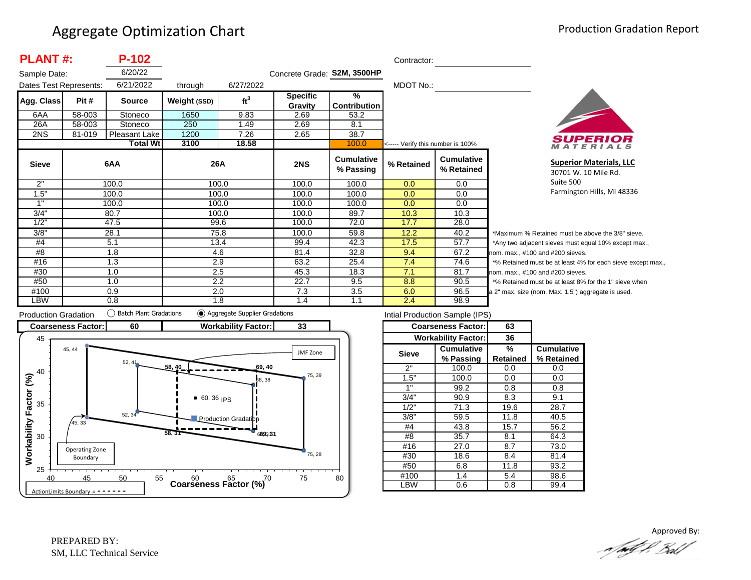# Aggregate Optimization Chart

Production Gradation Report

**PLANT #:** **P-102**

Sample Date: 6/20/22

Dates Test Represents: 6/21/2022 through 6/27/2022

Concrete Grade: **S2M, 3500HP**

Contractor:

MDOT No.:

| Agg. Class | Pit # | Source | Weight (SSD) | $ft^3$ | Specific Gravity | % Contribution |
|---|---|---|---|---|---|---|
| 6AA | 58-003 | Stoneco | 1650 | 9.83 | 2.69 | 53.2 |
| 26A | 58-003 | Stoneco | 250 | 1.49 | 2.69 | 8.1 |
| 2NS | 81-019 | Pleasant Lake | 1200 | 7.26 | 2.65 | 38.7 |
| | | **Total Wt** | **3100** | **18.58** | | 100.0 |

<----- Verify this number is 100%

| Sieve | 6AA | 26A | 2NS | Cumulative % Passing | % Retained | Cumulative % Retained |
|---|---|---|---|---|---|---|
| 2" | 100.0 | 100.0 | 100.0 | 100.0 | 0.0 | 0.0 |
| 1.5" | 100.0 | 100.0 | 100.0 | 100.0 | 0.0 | 0.0 |
| 1" | 100.0 | 100.0 | 100.0 | 100.0 | 0.0 | 0.0 |
| 3/4" | 80.7 | 100.0 | 100.0 | 89.7 | 10.3 | 10.3 |
| 1/2" | 47.5 | 99.6 | 100.0 | 72.0 | 17.7 | 28.0 |
| 3/8" | 28.1 | 75.8 | 100.0 | 59.8 | 12.2 | 40.2 |
| #4 | 5.1 | 13.4 | 99.4 | 42.3 | 17.5 | 57.7 |
| #8 | 1.8 | 4.6 | 81.4 | 32.8 | 9.4 | 67.2 |
| #16 | 1.3 | 2.9 | 63.2 | 25.4 | 7.4 | 74.6 |
| #30 | 1.0 | 2.5 | 45.3 | 18.3 | 7.1 | 81.7 |
| #50 | 1.0 | 2.2 | 22.7 | 9.5 | 8.8 | 90.5 |
| #100 | 0.9 | 2.0 | 7.3 | 3.5 | 6.0 | 96.5 |
| LBW | 0.8 | 1.8 | 1.4 | 1.1 | 2.4 | 98.9 |

*Maximum % Retained must be above the 3/8" sieve.
*Any two adjacent sieves must equal 10% except max., nom. max., #100 and #200 sieves.
*% Retained must be at least 4% for each sieve except max., nom. max., #100 and #200 sieves.
*% Retained must be at least 8% for the 1" sieve when a 2" max. size (nom. Max. 1.5") aggregate is used.

**Superior Materials, LLC**
30701 W. 10 Mile Rd.
Suite 500
Farmington Hills, MI 48336

Production Gradation ◯ Batch Plant Gradations ◉ Aggregate Supplier Gradations

| Coarseness Factor: | 60 | Workability Factor: | 33 |
|---|---|---|---|

Intial Production Sample (IPS)

| Coarseness Factor: | 63 |
|---|---|
| Workability Factor: | 36 |

| Sieve | Cumulative % Passing | % Retained | Cumulative % Retained |
|---|---|---|---|
| 2" | 100.0 | 0.0 | 0.0 |
| 1.5" | 100.0 | 0.0 | 0.0 |
| 1" | 99.2 | 0.8 | 0.8 |
| 3/4" | 90.9 | 8.3 | 9.1 |
| 1/2" | 71.3 | 19.6 | 28.7 |
| 3/8" | 59.5 | 11.8 | 40.5 |
| #4 | 43.8 | 15.7 | 56.2 |
| #8 | 35.7 | 8.1 | 64.3 |
| #16 | 27.0 | 8.7 | 73.0 |
| #30 | 18.6 | 8.4 | 81.4 |
| #50 | 6.8 | 11.8 | 93.2 |
| #100 | 1.4 | 5.4 | 98.6 |
| LBW | 0.6 | 0.8 | 99.4 |

PREPARED BY:
SM, LLC Technical Service

Approved By: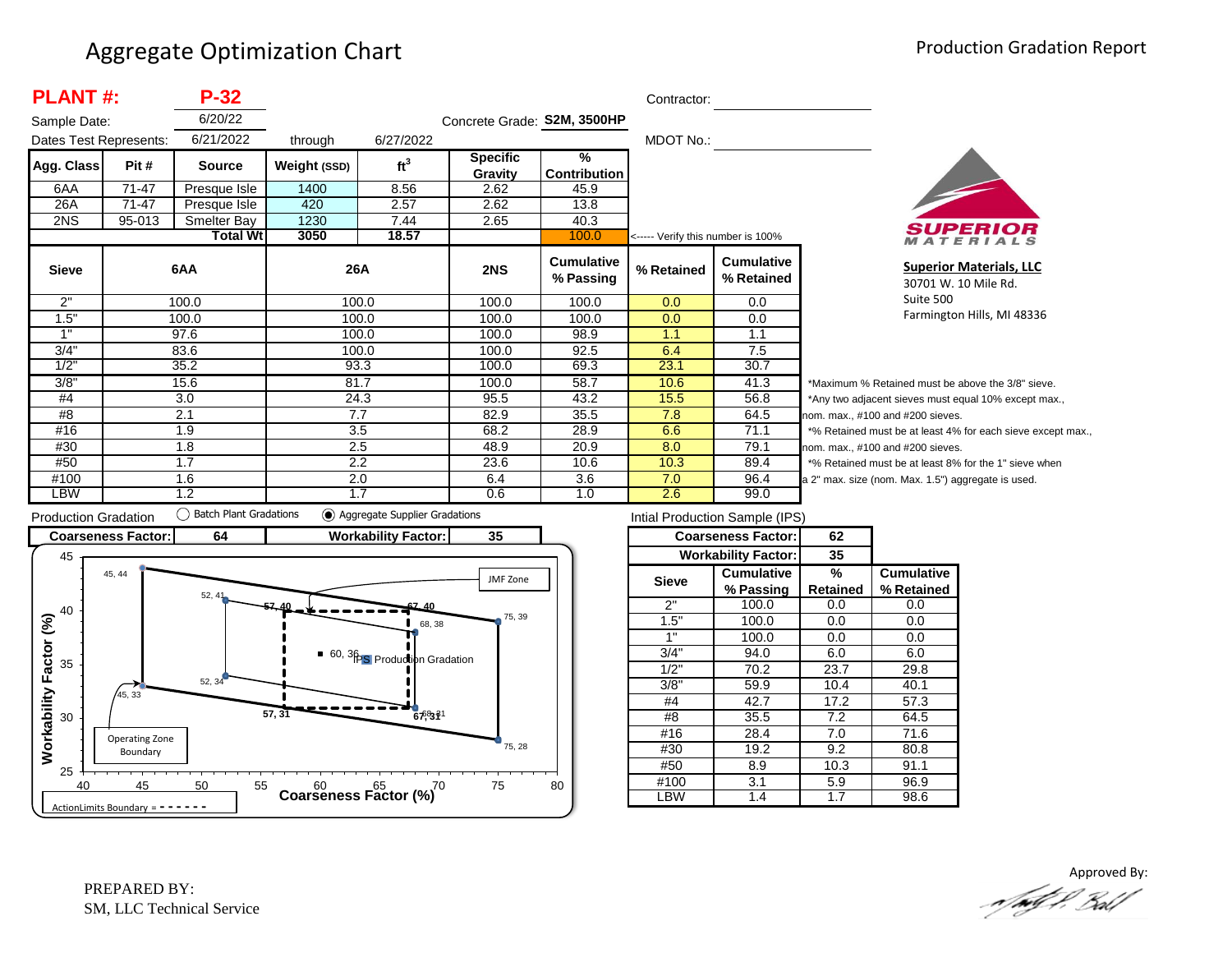# Aggregate Optimization Chart

Production Gradation Report

**PLANT #: P-32**

Sample Date: 6/20/22

Dates Test Represents: 6/21/2022 through 6/27/2022

Concrete Grade: **S2M, 3500HP**

Contractor:

MDOT No.:

| Agg. Class | Pit # | Source | Weight (SSD) | $ft^3$ | Specific Gravity | % Contribution |
|---|---|---|---|---|---|---|
| 6AA | 71-47 | Presque Isle | 1400 | 8.56 | 2.62 | 45.9 |
| 26A | 71-47 | Presque Isle | 420 | 2.57 | 2.62 | 13.8 |
| 2NS | 95-013 | Smelter Bay | 1230 | 7.44 | 2.65 | 40.3 |
| | | **Total Wt** | **3050** | **18.57** | | 100.0 |

<----- Verify this number is 100%

| Sieve | 6AA | 26A | 2NS | Cumulative % Passing | % Retained | Cumulative % Retained |
|---|---|---|---|---|---|---|
| 2" | 100.0 | 100.0 | 100.0 | 100.0 | 0.0 | 0.0 |
| 1.5" | 100.0 | 100.0 | 100.0 | 100.0 | 0.0 | 0.0 |
| 1" | 97.6 | 100.0 | 100.0 | 98.9 | 1.1 | 1.1 |
| 3/4" | 83.6 | 100.0 | 100.0 | 92.5 | 6.4 | 7.5 |
| 1/2" | 35.2 | 93.3 | 100.0 | 69.3 | 23.1 | 30.7 |
| 3/8" | 15.6 | 81.7 | 100.0 | 58.7 | 10.6 | 41.3 |
| #4 | 3.0 | 24.3 | 95.5 | 43.2 | 15.5 | 56.8 |
| #8 | 2.1 | 7.7 | 82.9 | 35.5 | 7.8 | 64.5 |
| #16 | 1.9 | 3.5 | 68.2 | 28.9 | 6.6 | 71.1 |
| #30 | 1.8 | 2.5 | 48.9 | 20.9 | 8.0 | 79.1 |
| #50 | 1.7 | 2.2 | 23.6 | 10.6 | 10.3 | 89.4 |
| #100 | 1.6 | 2.0 | 6.4 | 3.6 | 7.0 | 96.4 |
| LBW | 1.2 | 1.7 | 0.6 | 1.0 | 2.6 | 99.0 |

*Maximum % Retained must be above the 3/8" sieve.

*Any two adjacent sieves must equal 10% except max., nom. max., #100 and #200 sieves.

*% Retained must be at least 4% for each sieve except max., nom. max., #100 and #200 sieves.

*% Retained must be at least 8% for the 1" sieve when a 2" max. size (nom. Max. 1.5") aggregate is used.

**Superior Materials, LLC**
30701 W. 10 Mile Rd.
Suite 500
Farmington Hills, MI 48336

Production Gradation ○ Batch Plant Gradations ◉ Aggregate Supplier Gradations

**Coarseness Factor:** 64 **Workability Factor:** 35

Intial Production Sample (IPS)

**Coarseness Factor:** 62

**Workability Factor:** 35

| Sieve | Cumulative % Passing | % Retained | Cumulative % Retained |
|---|---|---|---|
| 2" | 100.0 | 0.0 | 0.0 |
| 1.5" | 100.0 | 0.0 | 0.0 |
| 1" | 100.0 | 0.0 | 0.0 |
| 3/4" | 94.0 | 6.0 | 6.0 |
| 1/2" | 70.2 | 23.7 | 29.8 |
| 3/8" | 59.9 | 10.4 | 40.1 |
| #4 | 42.7 | 17.2 | 57.3 |
| #8 | 35.5 | 7.2 | 64.5 |
| #16 | 28.4 | 7.0 | 71.6 |
| #30 | 19.2 | 9.2 | 80.8 |
| #50 | 8.9 | 10.3 | 91.1 |
| #100 | 3.1 | 5.9 | 96.9 |
| LBW | 1.4 | 1.7 | 98.6 |

PREPARED BY:
SM, LLC Technical Service

Approved By: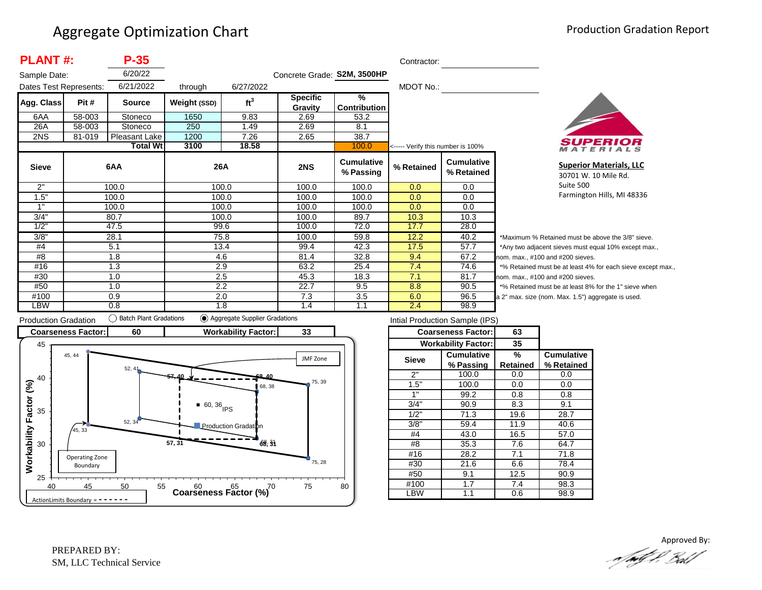# Aggregate Optimization Chart

Production Gradation Report

**PLANT #:** **P-35**

Sample Date: 6/20/22

Dates Test Represents: 6/21/2022 through 6/27/2022

Concrete Grade: **S2M, 3500HP**

Contractor: 

MDOT No.: 

| Agg. Class | Pit # | Source | Weight (SSD) | $ft^3$ | Specific Gravity | % Contribution |
|---|---|---|---|---|---|---|
| 6AA | 58-003 | Stoneco | 1650 | 9.83 | 2.69 | 53.2 |
| 26A | 58-003 | Stoneco | 250 | 1.49 | 2.69 | 8.1 |
| 2NS | 81-019 | Pleasant Lake | 1200 | 7.26 | 2.65 | 38.7 |
| | | **Total Wt** | **3100** | **18.58** | | 100.0 |

<----- Verify this number is 100%

| Sieve | 6AA | 26A | 2NS | Cumulative % Passing | % Retained | Cumulative % Retained |
|---|---|---|---|---|---|---|
| 2" | 100.0 | 100.0 | 100.0 | 100.0 | 0.0 | 0.0 |
| 1.5" | 100.0 | 100.0 | 100.0 | 100.0 | 0.0 | 0.0 |
| 1" | 100.0 | 100.0 | 100.0 | 100.0 | 0.0 | 0.0 |
| 3/4" | 80.7 | 100.0 | 100.0 | 89.7 | 10.3 | 10.3 |
| 1/2" | 47.5 | 99.6 | 100.0 | 72.0 | 17.7 | 28.0 |
| 3/8" | 28.1 | 75.8 | 100.0 | 59.8 | 12.2 | 40.2 |
| #4 | 5.1 | 13.4 | 99.4 | 42.3 | 17.5 | 57.7 |
| #8 | 1.8 | 4.6 | 81.4 | 32.8 | 9.4 | 67.2 |
| #16 | 1.3 | 2.9 | 63.2 | 25.4 | 7.4 | 74.6 |
| #30 | 1.0 | 2.5 | 45.3 | 18.3 | 7.1 | 81.7 |
| #50 | 1.0 | 2.2 | 22.7 | 9.5 | 8.8 | 90.5 |
| #100 | 0.9 | 2.0 | 7.3 | 3.5 | 6.0 | 96.5 |
| LBW | 0.8 | 1.8 | 1.4 | 1.1 | 2.4 | 98.9 |

*Maximum % Retained must be above the 3/8" sieve.
*Any two adjacent sieves must equal 10% except max., nom. max., #100 and #200 sieves.
*% Retained must be at least 4% for each sieve except max., nom. max., #100 and #200 sieves.
*% Retained must be at least 8% for the 1" sieve when a 2" max. size (nom. Max. 1.5") aggregate is used.

**Superior Materials, LLC**
30701 W. 10 Mile Rd.
Suite 500
Farmington Hills, MI 48336

Production Gradation: ◯ Batch Plant Gradations ◉ Aggregate Supplier Gradations

| Coarseness Factor: | 60 | Workability Factor: | 33 |
|---|---|---|---|

Intial Production Sample (IPS)

| Coarseness Factor: | 63 |
|---|---|
| Workability Factor: | 35 |

| Sieve | Cumulative % Passing | % Retained | Cumulative % Retained |
|---|---|---|---|
| 2" | 100.0 | 0.0 | 0.0 |
| 1.5" | 100.0 | 0.0 | 0.0 |
| 1" | 99.2 | 0.8 | 0.8 |
| 3/4" | 90.9 | 8.3 | 9.1 |
| 1/2" | 71.3 | 19.6 | 28.7 |
| 3/8" | 59.4 | 11.9 | 40.6 |
| #4 | 43.0 | 16.5 | 57.0 |
| #8 | 35.3 | 7.6 | 64.7 |
| #16 | 28.2 | 7.1 | 71.8 |
| #30 | 21.6 | 6.6 | 78.4 |
| #50 | 9.1 | 12.5 | 90.9 |
| #100 | 1.7 | 7.4 | 98.3 |
| LBW | 1.1 | 0.6 | 98.9 |

PREPARED BY:
SM, LLC Technical Service

Approved By: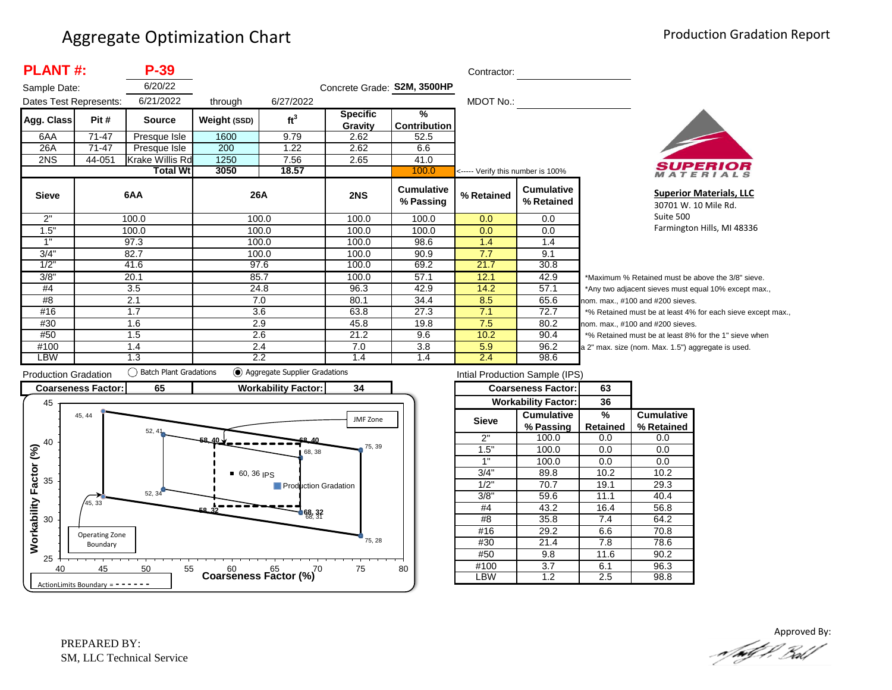# Aggregate Optimization Chart

Production Gradation Report

**PLANT #:** **P-39**

Sample Date: 6/20/22

Dates Test Represents: 6/21/2022 through 6/27/2022

Concrete Grade: **S2M, 3500HP**

Contractor:

MDOT No.:

| Agg. Class | Pit # | Source | Weight (SSD) | ft³ | Specific Gravity | % Contribution |
|---|---|---|---|---|---|---|
| 6AA | 71-47 | Presque Isle | 1600 | 9.79 | 2.62 | 52.5 |
| 26A | 71-47 | Presque Isle | 200 | 1.22 | 2.62 | 6.6 |
| 2NS | 44-051 | Krake Willis Rd | 1250 | 7.56 | 2.65 | 41.0 |
| | | **Total Wt** | **3050** | **18.57** | | 100.0 |

<----- Verify this number is 100%

| Sieve | 6AA | 26A | 2NS | Cumulative % Passing | % Retained | Cumulative % Retained |
|---|---|---|---|---|---|---|
| 2" | 100.0 | 100.0 | 100.0 | 100.0 | 0.0 | 0.0 |
| 1.5" | 100.0 | 100.0 | 100.0 | 100.0 | 0.0 | 0.0 |
| 1" | 97.3 | 100.0 | 100.0 | 98.6 | 1.4 | 1.4 |
| 3/4" | 82.7 | 100.0 | 100.0 | 90.9 | 7.7 | 9.1 |
| 1/2" | 41.6 | 97.6 | 100.0 | 69.2 | 21.7 | 30.8 |
| 3/8" | 20.1 | 85.7 | 100.0 | 57.1 | 12.1 | 42.9 |
| #4 | 3.5 | 24.8 | 96.3 | 42.9 | 14.2 | 57.1 |
| #8 | 2.1 | 7.0 | 80.1 | 34.4 | 8.5 | 65.6 |
| #16 | 1.7 | 3.6 | 63.8 | 27.3 | 7.1 | 72.7 |
| #30 | 1.6 | 2.9 | 45.8 | 19.8 | 7.5 | 80.2 |
| #50 | 1.5 | 2.6 | 21.2 | 9.6 | 10.2 | 90.4 |
| #100 | 1.4 | 2.4 | 7.0 | 3.8 | 5.9 | 96.2 |
| LBW | 1.3 | 2.2 | 1.4 | 1.4 | 2.4 | 98.6 |

*Maximum % Retained must be above the 3/8" sieve.
*Any two adjacent sieves must equal 10% except max., nom. max., #100 and #200 sieves.
*% Retained must be at least 4% for each sieve except max., nom. max., #100 and #200 sieves.
*% Retained must be at least 8% for the 1" sieve when a 2" max. size (nom. Max. 1.5") aggregate is used.

**Superior Materials, LLC**
30701 W. 10 Mile Rd.
Suite 500
Farmington Hills, MI 48336

Production Gradation ◯ Batch Plant Gradations ◉ Aggregate Supplier Gradations

| Coarseness Factor: | 65 | Workability Factor: | 34 |
|---|---|---|---|

Intial Production Sample (IPS)

| Coarseness Factor: | 63 |
|---|---|
| Workability Factor: | 36 |

| Sieve | Cumulative % Passing | % Retained | Cumulative % Retained |
|---|---|---|---|
| 2" | 100.0 | 0.0 | 0.0 |
| 1.5" | 100.0 | 0.0 | 0.0 |
| 1" | 100.0 | 0.0 | 0.0 |
| 3/4" | 89.8 | 10.2 | 10.2 |
| 1/2" | 70.7 | 19.1 | 29.3 |
| 3/8" | 59.6 | 11.1 | 40.4 |
| #4 | 43.2 | 16.4 | 56.8 |
| #8 | 35.8 | 7.4 | 64.2 |
| #16 | 29.2 | 6.6 | 70.8 |
| #30 | 21.4 | 7.8 | 78.6 |
| #50 | 9.8 | 11.6 | 90.2 |
| #100 | 3.7 | 6.1 | 96.3 |
| LBW | 1.2 | 2.5 | 98.8 |

PREPARED BY:
SM, LLC Technical Service

Approved By: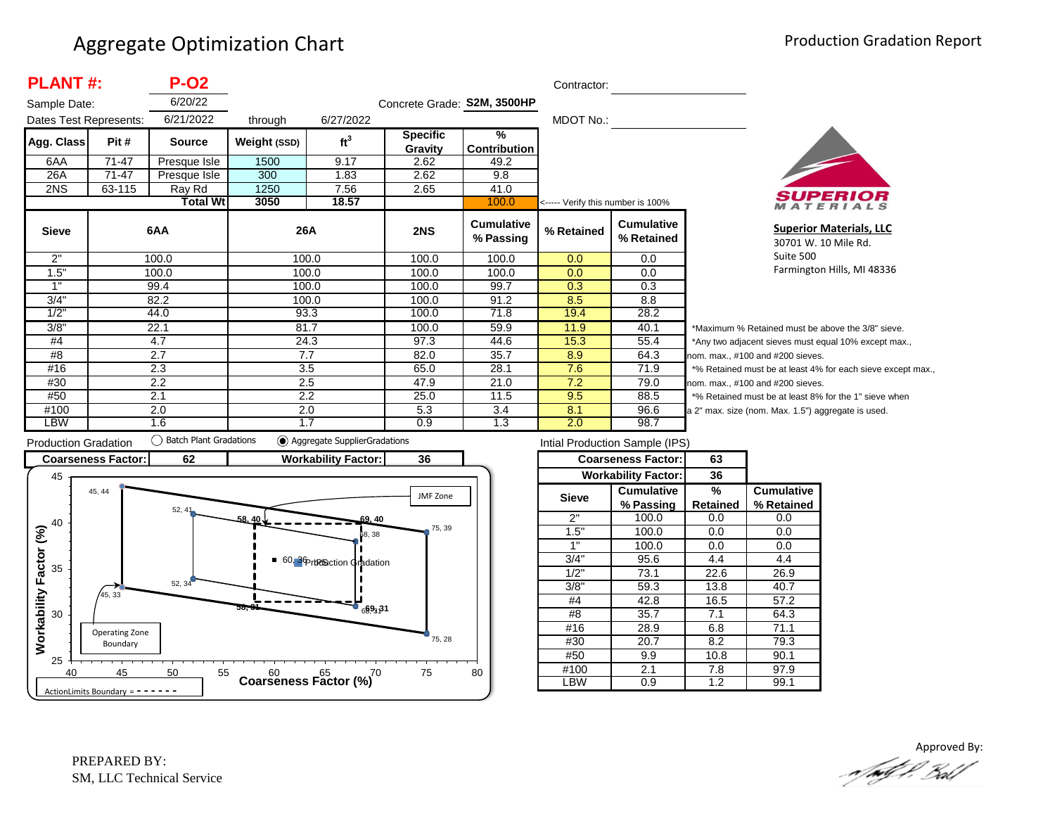# Aggregate Optimization Chart

Production Gradation Report

**PLANT #:** **P-O2**

Contractor: ____________

Sample Date: 6/20/22

Concrete Grade: **S2M, 3500HP**

Dates Test Represents: 6/21/2022 through 6/27/2022

MDOT No.: ____________

| Agg. Class | Pit # | Source | Weight (SSD) | $ft^3$ | Specific Gravity | % Contribution |
|---|---|---|---|---|---|---|
| 6AA | 71-47 | Presque Isle | 1500 | 9.17 | 2.62 | 49.2 |
| 26A | 71-47 | Presque Isle | 300 | 1.83 | 2.62 | 9.8 |
| 2NS | 63-115 | Ray Rd | 1250 | 7.56 | 2.65 | 41.0 |
| | | Total Wt | 3050 | 18.57 | | 100.0 |

<----- Verify this number is 100%

| Sieve | 6AA | 26A | 2NS | Cumulative % Passing | % Retained | Cumulative % Retained |
|---|---|---|---|---|---|---|
| 2" | 100.0 | 100.0 | 100.0 | 100.0 | 0.0 | 0.0 |
| 1.5" | 100.0 | 100.0 | 100.0 | 100.0 | 0.0 | 0.0 |
| 1" | 99.4 | 100.0 | 100.0 | 99.7 | 0.3 | 0.3 |
| 3/4" | 82.2 | 100.0 | 100.0 | 91.2 | 8.5 | 8.8 |
| 1/2" | 44.0 | 93.3 | 100.0 | 71.8 | 19.4 | 28.2 |
| 3/8" | 22.1 | 81.7 | 100.0 | 59.9 | 11.9 | 40.1 |
| #4 | 4.7 | 24.3 | 97.3 | 44.6 | 15.3 | 55.4 |
| #8 | 2.7 | 7.7 | 82.0 | 35.7 | 8.9 | 64.3 |
| #16 | 2.3 | 3.5 | 65.0 | 28.1 | 7.6 | 71.9 |
| #30 | 2.2 | 2.5 | 47.9 | 21.0 | 7.2 | 79.0 |
| #50 | 2.1 | 2.2 | 25.0 | 11.5 | 9.5 | 88.5 |
| #100 | 2.0 | 2.0 | 5.3 | 3.4 | 8.1 | 96.6 |
| LBW | 1.6 | 1.7 | 0.9 | 1.3 | 2.0 | 98.7 |

*Maximum % Retained must be above the 3/8" sieve.
*Any two adjacent sieves must equal 10% except max., nom. max., #100 and #200 sieves.
*% Retained must be at least 4% for each sieve except max., nom. max., #100 and #200 sieves.
*% Retained must be at least 8% for the 1" sieve when a 2" max. size (nom. Max. 1.5") aggregate is used.

**Superior Materials, LLC**
30701 W. 10 Mile Rd.
Suite 500
Farmington Hills, MI 48336

Production Gradation ◯ Batch Plant Gradations ◉ Aggregate SupplierGradations

| Coarseness Factor: | 62 | Workability Factor: | 36 |
|---|---|---|---|

45, 44
52, 41
58, 40
69, 40
75, 39
68, 38
JMF Zone
60, 36 Production Gradation
52, 34
45, 33
58, 31
69, 31
68, 31
75, 28
Operating Zone Boundary
ActionLimits Boundary = - - - - - -
Workability Factor (%)
Coarseness Factor (%)
45 40 35 30 25
40 45 50 55 60 65 70 75 80

Intial Production Sample (IPS)

| Coarseness Factor: | 63 | |
|---|---|---|
| Workability Factor: | 36 | |

| Sieve | Cumulative % Passing | % Retained | Cumulative % Retained |
|---|---|---|---|
| 2" | 100.0 | 0.0 | 0.0 |
| 1.5" | 100.0 | 0.0 | 0.0 |
| 1" | 100.0 | 0.0 | 0.0 |
| 3/4" | 95.6 | 4.4 | 4.4 |
| 1/2" | 73.1 | 22.6 | 26.9 |
| 3/8" | 59.3 | 13.8 | 40.7 |
| #4 | 42.8 | 16.5 | 57.2 |
| #8 | 35.7 | 7.1 | 64.3 |
| #16 | 28.9 | 6.8 | 71.1 |
| #30 | 20.7 | 8.2 | 79.3 |
| #50 | 9.9 | 10.8 | 90.1 |
| #100 | 2.1 | 7.8 | 97.9 |
| LBW | 0.9 | 1.2 | 99.1 |

PREPARED BY:
SM, LLC Technical Service

Approved By: